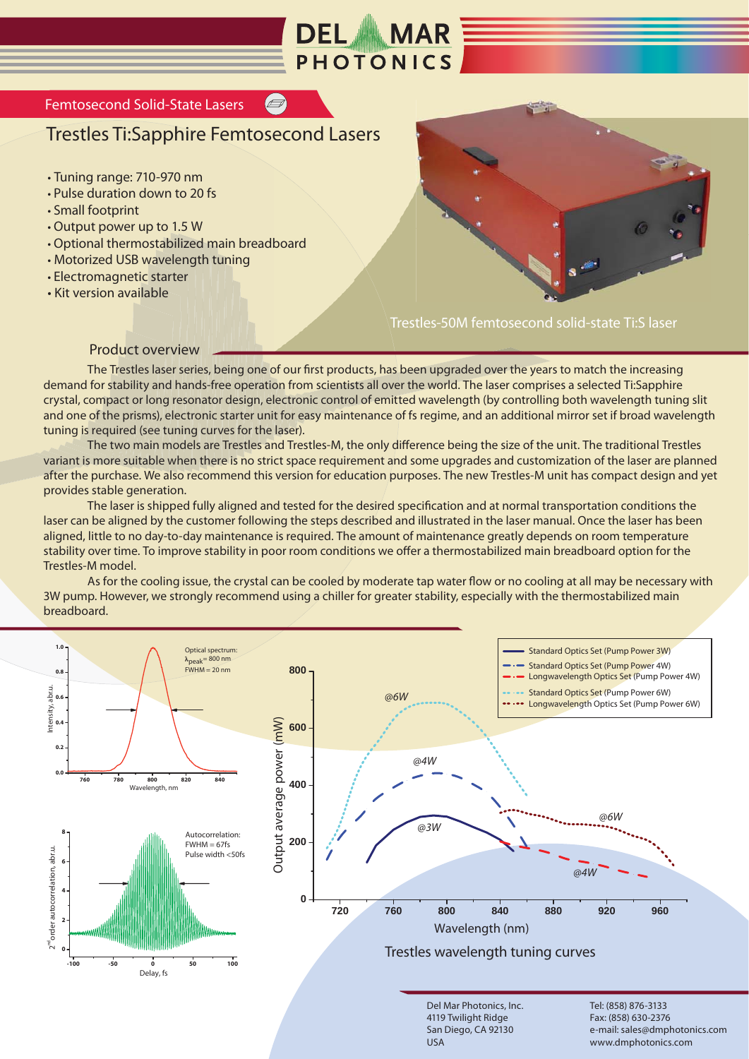# DEL MAR PHOTONICS

## Femtosecond Solid-State Lasers

# Trestles Ti:Sapphire Femtosecond Lasers

- Tuning range: 710-970 nm
- Pulse duration down to 20 fs
- Small footprint
- Output power up to 1.5 W
- Optional thermostabilized main breadboard
- Motorized USB wavelength tuning
- Electromagnetic starter
- Kit version available

Trestles-50M femtosecond solid-state Ti:S laser

## Product overview

The Trestles laser series, being one of our first products, has been upgraded over the years to match the increasing demand for stability and hands-free operation from scientists all over the world. The laser comprises a selected Ti:Sapphire crystal, compact or long resonator design, electronic control of emitted wavelength (by controlling both wavelength tuning slit and one of the prisms), electronic starter unit for easy maintenance of fs regime, and an additional mirror set if broad wavelength tuning is required (see tuning curves for the laser).

The two main models are Trestles and Trestles-M, the only difference being the size of the unit. The traditional Trestles variant is more suitable when there is no strict space requirement and some upgrades and customization of the laser are planned after the purchase. We also recommend this version for education purposes. The new Trestles-M unit has compact design and yet provides stable generation.

The laser is shipped fully aligned and tested for the desired specification and at normal transportation conditions the laser can be aligned by the customer following the steps described and illustrated in the laser manual. Once the laser has been aligned, little to no day-to-day maintenance is required. The amount of maintenance greatly depends on room temperature stability over time. To improve stability in poor room conditions we offer a thermostabilized main breadboard option for the Trestles-M model.

As for the cooling issue, the crystal can be cooled by moderate tap water flow or no cooling at all may be necessary with 3W pump. However, we strongly recommend using a chiller for greater stability, especially with the thermostabilized main breadboard.

Optical spectrum: $\lambda_{peak}$ = 800 nm, FWHM = 20 nm

Autocorrelation: FWHM = 67fs, Pulse width <50fs

Trestles wavelength tuning curves

Del Mar Photonics, Inc.
4119 Twilight Ridge
San Diego, CA 92130
USA

Tel: (858) 876-3133
Fax: (858) 630-2376
e-mail: sales@dmphotonics.com
www.dmphotonics.com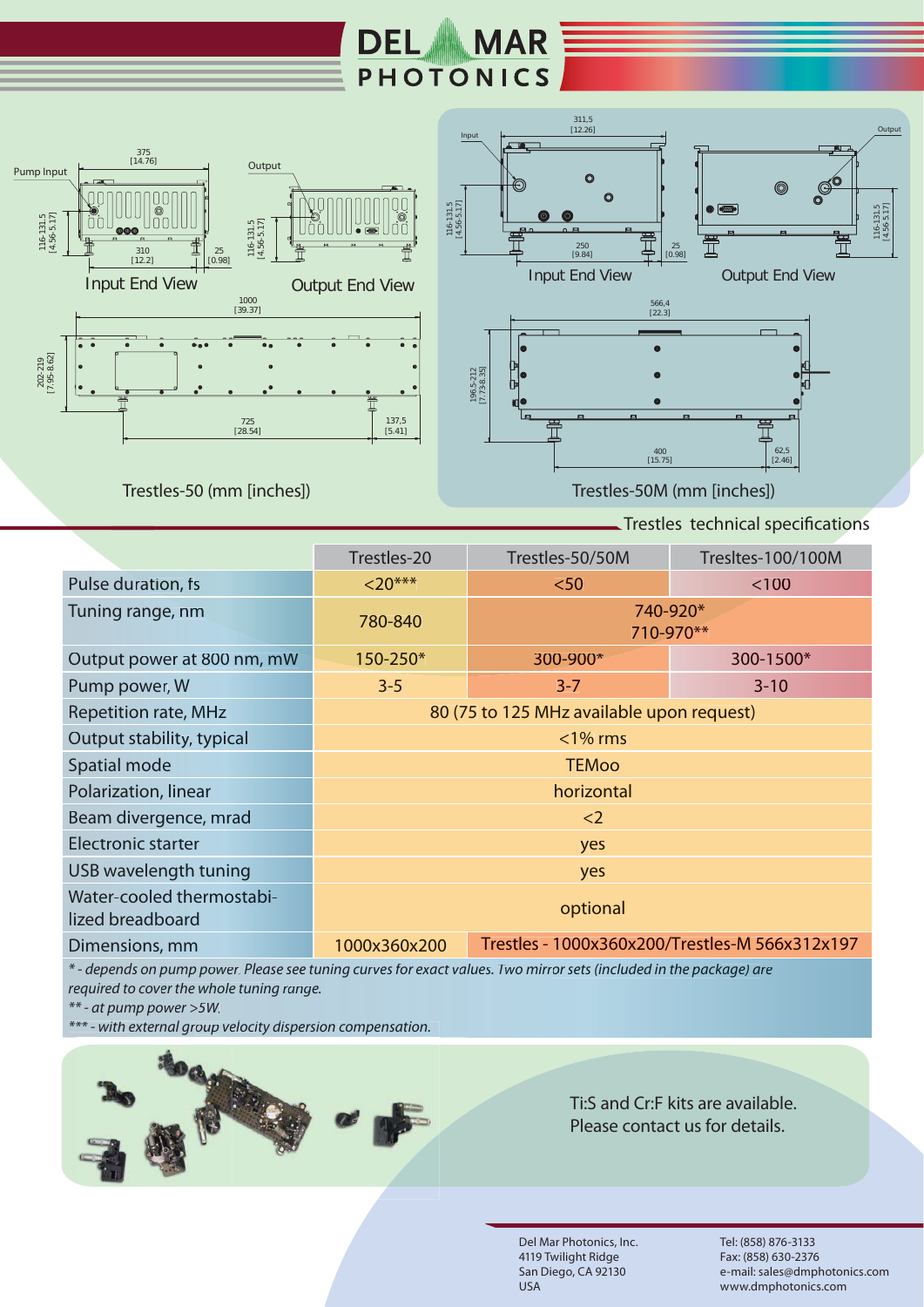Pump Input

375
[14.76]

116-131.5
[4.56-5.17]

310
[12.2]

25
[0.98]

Input End View

Output

116-131.5
[4.56-5.17]

Output End View

1000
[39.37]

202-219
[7.95-8.62]

725
[28.54]

137.5
[5.41]

Trestles-50 (mm [inches])

Input

311,5
[12.26]

116-131.5
[4.56-5.17]

250
[9.84]

25
[0.98]

Input End View

Output

116-131.5
[4.56-5.17]

Output End View

566,4
[22.3]

196.5-212
[7.73-8.35]

400
[15.75]

62,5
[2.46]

Trestles-50M (mm [inches])

## Trestles technical specifications

| | Trestles-20 | Trestles-50/50M | Tresltes-100/100M |
|---|---|---|---|
| Pulse duration, fs | <20*** | <50 | <100 |
| Tuning range, nm | 780-840 | 740-920* 710-970** | |
| Output power at 800 nm, mW | 150-250* | 300-900* | 300-1500* |
| Pump power, W | 3-5 | 3-7 | 3-10 |
| Repetition rate, MHz | 80 (75 to 125 MHz available upon request) | | |
| Output stability, typical | <1% rms | | |
| Spatial mode | TEMoo | | |
| Polarization, linear | horizontal | | |
| Beam divergence, mrad | <2 | | |
| Electronic starter | yes | | |
| USB wavelength tuning | yes | | |
| Water-cooled thermostabilized breadboard | optional | | |
| Dimensions, mm | 1000x360x200 | Trestles - 1000x360x200/Trestles-M 566x312x197 | |

*\* - depends on pump power. Please see tuning curves for exact values. Two mirror sets (included in the package) are required to cover the whole tuning range.*

*\*\* - at pump power >5W.*

*\*\*\* - with external group velocity dispersion compensation.*

Ti:S and Cr:F kits are available.
Please contact us for details.

Del Mar Photonics, Inc.
4119 Twilight Ridge
San Diego, CA 92130
USA

Tel: (858) 876-3133
Fax: (858) 630-2376
e-mail: sales@dmphotonics.com
www.dmphotonics.com